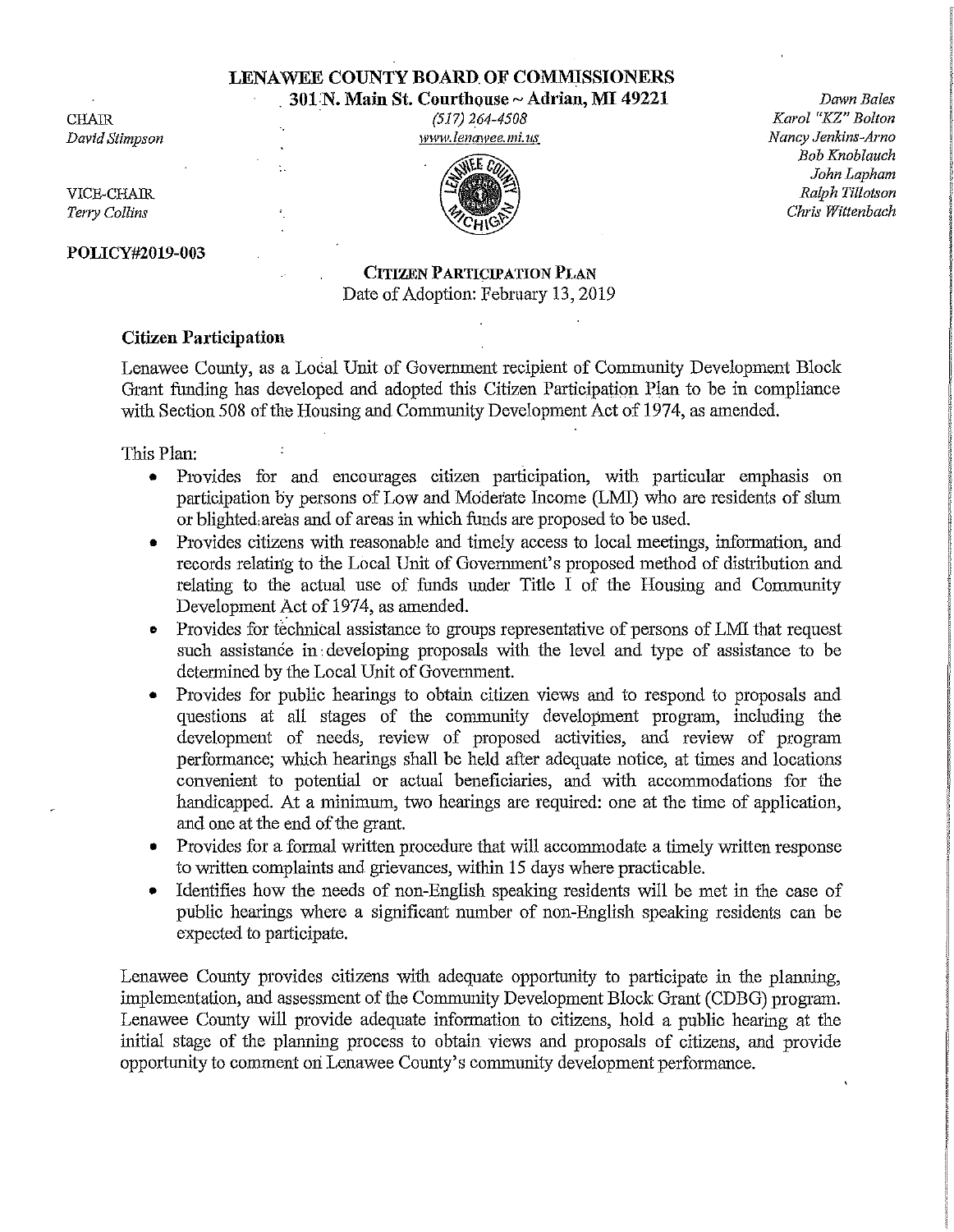# LENAWEE COUNTY BOARD OF COMMISSIONERS

**301 N. Main St. Courthouse ~ Adrian, MI 49221**

*(517) 264-4508*

*www.lenawee.mi.us*

CHAIR
*David Stimpson*

VICE-CHAIR
*Terry Collins*

*Dawn Bales*
*Karol "KZ" Bolton*
*Nancy Jenkins-Arno*
*Bob Knoblauch*
*John Lapham*
*Ralph Tillotson*
*Chris Wittenbach*

**POLICY#2019-003**

## CITIZEN PARTICIPATION PLAN

Date of Adoption: February 13, 2019

### Citizen Participation

Lenawee County, as a Local Unit of Government recipient of Community Development Block Grant funding has developed and adopted this Citizen Participation Plan to be in compliance with Section 508 of the Housing and Community Development Act of 1974, as amended.

This Plan:

- Provides for and encourages citizen participation, with particular emphasis on participation by persons of Low and Moderate Income (LMI) who are residents of slum or blighted areas and of areas in which funds are proposed to be used.
- Provides citizens with reasonable and timely access to local meetings, information, and records relating to the Local Unit of Government's proposed method of distribution and relating to the actual use of funds under Title I of the Housing and Community Development Act of 1974, as amended.
- Provides for technical assistance to groups representative of persons of LMI that request such assistance in developing proposals with the level and type of assistance to be determined by the Local Unit of Government.
- Provides for public hearings to obtain citizen views and to respond to proposals and questions at all stages of the community development program, including the development of needs, review of proposed activities, and review of program performance; which hearings shall be held after adequate notice, at times and locations convenient to potential or actual beneficiaries, and with accommodations for the handicapped. At a minimum, two hearings are required: one at the time of application, and one at the end of the grant.
- Provides for a formal written procedure that will accommodate a timely written response to written complaints and grievances, within 15 days where practicable.
- Identifies how the needs of non-English speaking residents will be met in the case of public hearings where a significant number of non-English speaking residents can be expected to participate.

Lenawee County provides citizens with adequate opportunity to participate in the planning, implementation, and assessment of the Community Development Block Grant (CDBG) program. Lenawee County will provide adequate information to citizens, hold a public hearing at the initial stage of the planning process to obtain views and proposals of citizens, and provide opportunity to comment on Lenawee County's community development performance.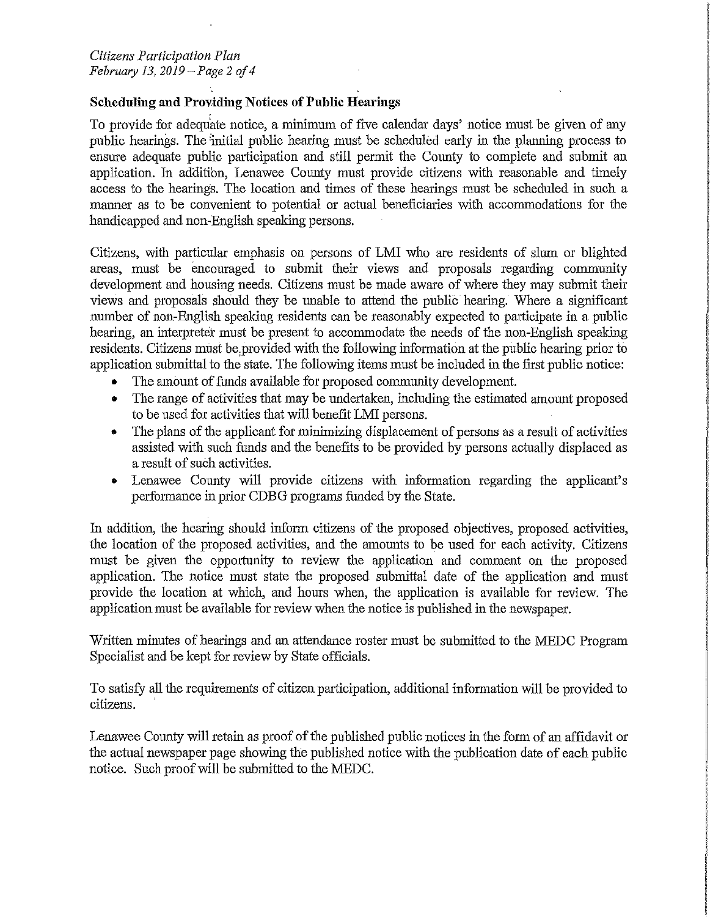## Scheduling and Providing Notices of Public Hearings

To provide for adequate notice, a minimum of five calendar days' notice must be given of any public hearings. The initial public hearing must be scheduled early in the planning process to ensure adequate public participation and still permit the County to complete and submit an application. In addition, Lenawee County must provide citizens with reasonable and timely access to the hearings. The location and times of these hearings must be scheduled in such a manner as to be convenient to potential or actual beneficiaries with accommodations for the handicapped and non-English speaking persons.

Citizens, with particular emphasis on persons of LMI who are residents of slum or blighted areas, must be encouraged to submit their views and proposals regarding community development and housing needs. Citizens must be made aware of where they may submit their views and proposals should they be unable to attend the public hearing. Where a significant number of non-English speaking residents can be reasonably expected to participate in a public hearing, an interpreter must be present to accommodate the needs of the non-English speaking residents. Citizens must be provided with the following information at the public hearing prior to application submittal to the state. The following items must be included in the first public notice:

- The amount of funds available for proposed community development.
- The range of activities that may be undertaken, including the estimated amount proposed to be used for activities that will benefit LMI persons.
- The plans of the applicant for minimizing displacement of persons as a result of activities assisted with such funds and the benefits to be provided by persons actually displaced as a result of such activities.
- Lenawee County will provide citizens with information regarding the applicant's performance in prior CDBG programs funded by the State.

In addition, the hearing should inform citizens of the proposed objectives, proposed activities, the location of the proposed activities, and the amounts to be used for each activity. Citizens must be given the opportunity to review the application and comment on the proposed application. The notice must state the proposed submittal date of the application and must provide the location at which, and hours when, the application is available for review. The application must be available for review when the notice is published in the newspaper.

Written minutes of hearings and an attendance roster must be submitted to the MEDC Program Specialist and be kept for review by State officials.

To satisfy all the requirements of citizen participation, additional information will be provided to citizens.

Lenawee County will retain as proof of the published public notices in the form of an affidavit or the actual newspaper page showing the published notice with the publication date of each public notice. Such proof will be submitted to the MEDC.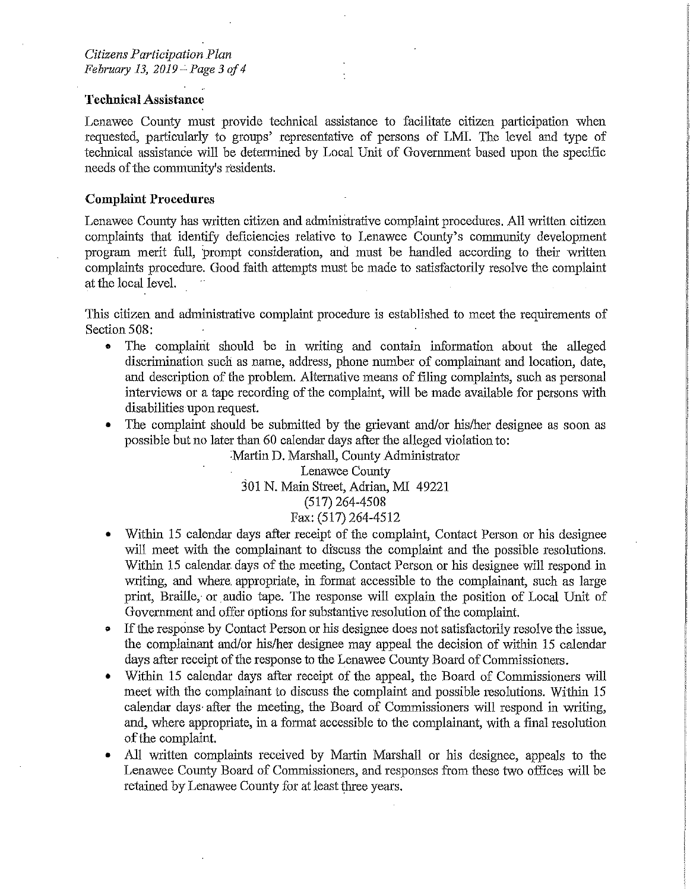### Technical Assistance

Lenawee County must provide technical assistance to facilitate citizen participation when requested, particularly to groups' representative of persons of LMI. The level and type of technical assistance will be determined by Local Unit of Government based upon the specific needs of the community's residents.

### Complaint Procedures

Lenawee County has written citizen and administrative complaint procedures. All written citizen complaints that identify deficiencies relative to Lenawee County's community development program merit full, prompt consideration, and must be handled according to their written complaints procedure. Good faith attempts must be made to satisfactorily resolve the complaint at the local level.

This citizen and administrative complaint procedure is established to meet the requirements of Section 508:

- The complaint should be in writing and contain information about the alleged discrimination such as name, address, phone number of complainant and location, date, and description of the problem. Alternative means of filing complaints, such as personal interviews or a tape recording of the complaint, will be made available for persons with disabilities upon request.
- The complaint should be submitted by the grievant and/or his/her designee as soon as possible but no later than 60 calendar days after the alleged violation to:

  Martin D. Marshall, County Administrator
  Lenawee County
  301 N. Main Street, Adrian, MI 49221
  (517) 264-4508
  Fax: (517) 264-4512

- Within 15 calendar days after receipt of the complaint, Contact Person or his designee will meet with the complainant to discuss the complaint and the possible resolutions. Within 15 calendar days of the meeting, Contact Person or his designee will respond in writing, and where appropriate, in format accessible to the complainant, such as large print, Braille, or audio tape. The response will explain the position of Local Unit of Government and offer options for substantive resolution of the complaint.
- If the response by Contact Person or his designee does not satisfactorily resolve the issue, the complainant and/or his/her designee may appeal the decision of within 15 calendar days after receipt of the response to the Lenawee County Board of Commissioners.
- Within 15 calendar days after receipt of the appeal, the Board of Commissioners will meet with the complainant to discuss the complaint and possible resolutions. Within 15 calendar days after the meeting, the Board of Commissioners will respond in writing, and, where appropriate, in a format accessible to the complainant, with a final resolution of the complaint.
- All written complaints received by Martin Marshall or his designee, appeals to the Lenawee County Board of Commissioners, and responses from these two offices will be retained by Lenawee County for at least three years.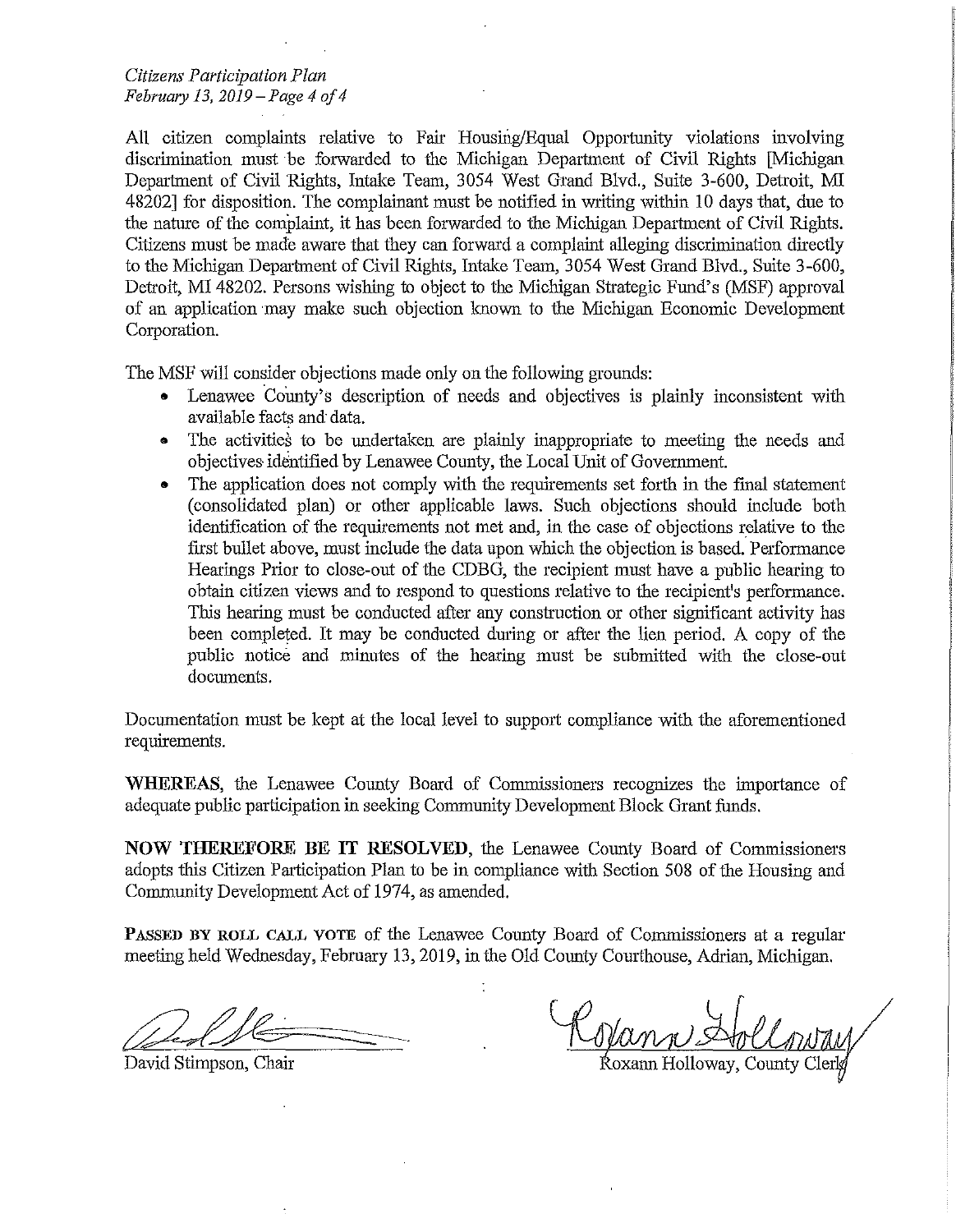All citizen complaints relative to Fair Housing/Equal Opportunity violations involving discrimination must be forwarded to the Michigan Department of Civil Rights [Michigan Department of Civil Rights, Intake Team, 3054 West Grand Blvd., Suite 3-600, Detroit, MI 48202] for disposition. The complainant must be notified in writing within 10 days that, due to the nature of the complaint, it has been forwarded to the Michigan Department of Civil Rights. Citizens must be made aware that they can forward a complaint alleging discrimination directly to the Michigan Department of Civil Rights, Intake Team, 3054 West Grand Blvd., Suite 3-600, Detroit, MI 48202. Persons wishing to object to the Michigan Strategic Fund's (MSF) approval of an application may make such objection known to the Michigan Economic Development Corporation.

The MSF will consider objections made only on the following grounds:

- Lenawee County's description of needs and objectives is plainly inconsistent with available facts and data.
- The activities to be undertaken are plainly inappropriate to meeting the needs and objectives identified by Lenawee County, the Local Unit of Government.
- The application does not comply with the requirements set forth in the final statement (consolidated plan) or other applicable laws. Such objections should include both identification of the requirements not met and, in the case of objections relative to the first bullet above, must include the data upon which the objection is based. Performance Hearings Prior to close-out of the CDBG, the recipient must have a public hearing to obtain citizen views and to respond to questions relative to the recipient's performance. This hearing must be conducted after any construction or other significant activity has been completed. It may be conducted during or after the lien period. A copy of the public notice and minutes of the hearing must be submitted with the close-out documents.

Documentation must be kept at the local level to support compliance with the aforementioned requirements.

**WHEREAS**, the Lenawee County Board of Commissioners recognizes the importance of adequate public participation in seeking Community Development Block Grant funds.

**NOW THEREFORE BE IT RESOLVED**, the Lenawee County Board of Commissioners adopts this Citizen Participation Plan to be in compliance with Section 508 of the Housing and Community Development Act of 1974, as amended.

**PASSED BY ROLL CALL VOTE** of the Lenawee County Board of Commissioners at a regular meeting held Wednesday, February 13, 2019, in the Old County Courthouse, Adrian, Michigan.

David Stimpson, Chair

Roxann Holloway, County Clerk